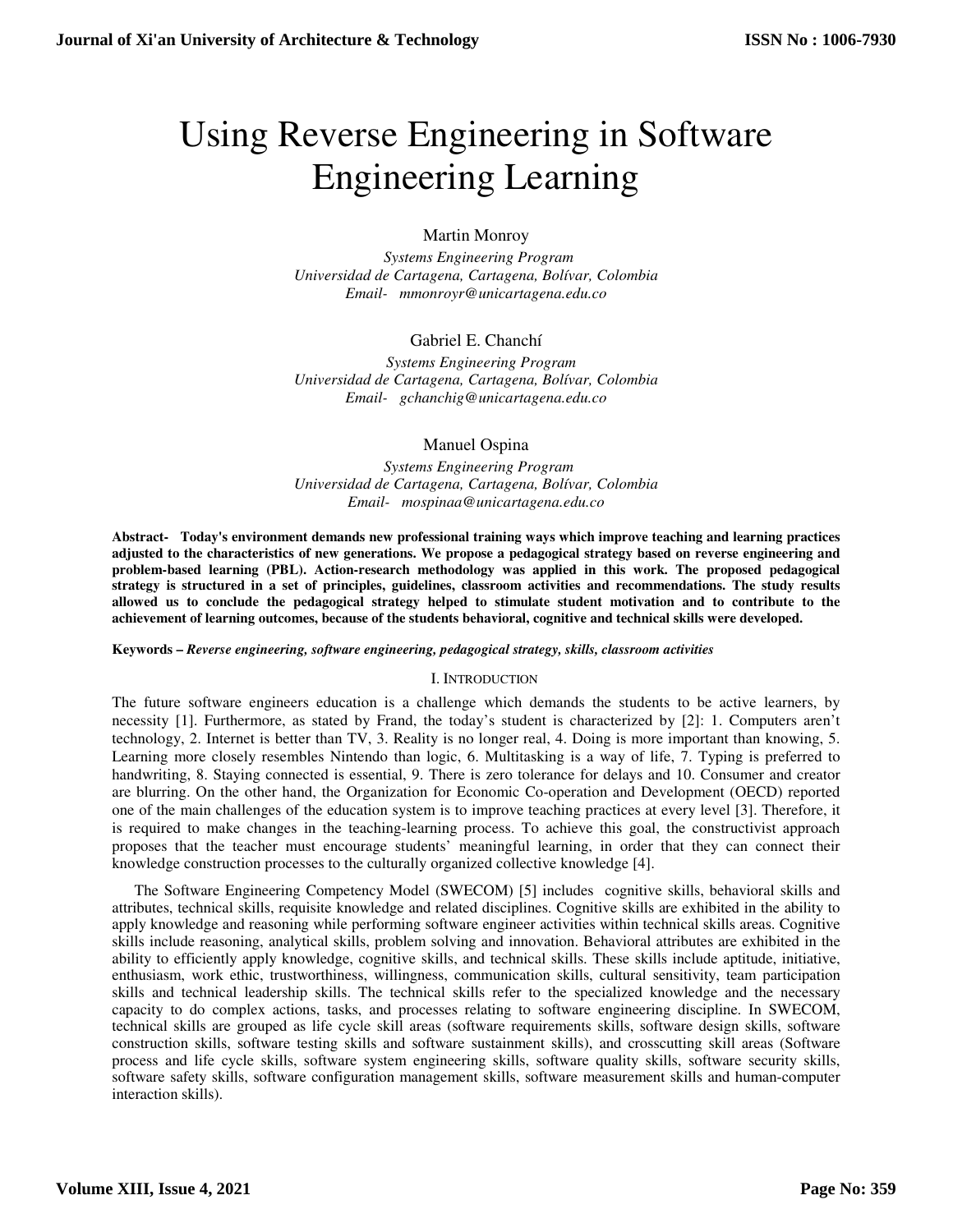# Using Reverse Engineering in Software Engineering Learning

Martin Monroy

*Systems Engineering Program*
*Universidad de Cartagena, Cartagena, Bolívar, Colombia*
*Email- mmonroyr@unicartagena.edu.co*

Gabriel E. Chanchí

*Systems Engineering Program*
*Universidad de Cartagena, Cartagena, Bolívar, Colombia*
*Email- gchanchig@unicartagena.edu.co*

Manuel Ospina

*Systems Engineering Program*
*Universidad de Cartagena, Cartagena, Bolívar, Colombia*
*Email- mospinaa@unicartagena.edu.co*

**Abstract- Today's environment demands new professional training ways which improve teaching and learning practices adjusted to the characteristics of new generations. We propose a pedagogical strategy based on reverse engineering and problem-based learning (PBL). Action-research methodology was applied in this work. The proposed pedagogical strategy is structured in a set of principles, guidelines, classroom activities and recommendations. The study results allowed us to conclude the pedagogical strategy helped to stimulate student motivation and to contribute to the achievement of learning outcomes, because of the students behavioral, cognitive and technical skills were developed.**

**Keywords –** ***Reverse engineering, software engineering, pedagogical strategy, skills, classroom activities***

## I. Introduction

The future software engineers education is a challenge which demands the students to be active learners, by necessity [1]. Furthermore, as stated by Frand, the today's student is characterized by [2]: 1. Computers aren't technology, 2. Internet is better than TV, 3. Reality is no longer real, 4. Doing is more important than knowing, 5. Learning more closely resembles Nintendo than logic, 6. Multitasking is a way of life, 7. Typing is preferred to handwriting, 8. Staying connected is essential, 9. There is zero tolerance for delays and 10. Consumer and creator are blurring. On the other hand, the Organization for Economic Co-operation and Development (OECD) reported one of the main challenges of the education system is to improve teaching practices at every level [3]. Therefore, it is required to make changes in the teaching-learning process. To achieve this goal, the constructivist approach proposes that the teacher must encourage students' meaningful learning, in order that they can connect their knowledge construction processes to the culturally organized collective knowledge [4].

The Software Engineering Competency Model (SWECOM) [5] includes cognitive skills, behavioral skills and attributes, technical skills, requisite knowledge and related disciplines. Cognitive skills are exhibited in the ability to apply knowledge and reasoning while performing software engineer activities within technical skills areas. Cognitive skills include reasoning, analytical skills, problem solving and innovation. Behavioral attributes are exhibited in the ability to efficiently apply knowledge, cognitive skills, and technical skills. These skills include aptitude, initiative, enthusiasm, work ethic, trustworthiness, willingness, communication skills, cultural sensitivity, team participation skills and technical leadership skills. The technical skills refer to the specialized knowledge and the necessary capacity to do complex actions, tasks, and processes relating to software engineering discipline. In SWECOM, technical skills are grouped as life cycle skill areas (software requirements skills, software design skills, software construction skills, software testing skills and software sustainment skills), and crosscutting skill areas (Software process and life cycle skills, software system engineering skills, software quality skills, software security skills, software safety skills, software configuration management skills, software measurement skills and human-computer interaction skills).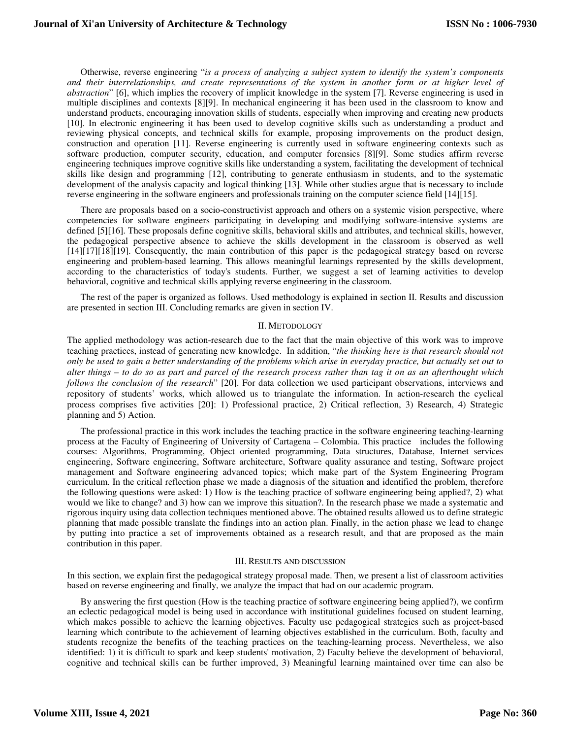Otherwise, reverse engineering "*is a process of analyzing a subject system to identify the system's components and their interrelationships, and create representations of the system in another form or at higher level of abstraction*" [6], which implies the recovery of implicit knowledge in the system [7]. Reverse engineering is used in multiple disciplines and contexts [8][9]. In mechanical engineering it has been used in the classroom to know and understand products, encouraging innovation skills of students, especially when improving and creating new products [10]. In electronic engineering it has been used to develop cognitive skills such as understanding a product and reviewing physical concepts, and technical skills for example, proposing improvements on the product design, construction and operation [11]. Reverse engineering is currently used in software engineering contexts such as software production, computer security, education, and computer forensics [8][9]. Some studies affirm reverse engineering techniques improve cognitive skills like understanding a system, facilitating the development of technical skills like design and programming [12], contributing to generate enthusiasm in students, and to the systematic development of the analysis capacity and logical thinking [13]. While other studies argue that is necessary to include reverse engineering in the software engineers and professionals training on the computer science field [14][15].

There are proposals based on a socio-constructivist approach and others on a systemic vision perspective, where competencies for software engineers participating in developing and modifying software-intensive systems are defined [5][16]. These proposals define cognitive skills, behavioral skills and attributes, and technical skills, however, the pedagogical perspective absence to achieve the skills development in the classroom is observed as well [14][17][18][19]. Consequently, the main contribution of this paper is the pedagogical strategy based on reverse engineering and problem-based learning. This allows meaningful learnings represented by the skills development, according to the characteristics of today's students. Further, we suggest a set of learning activities to develop behavioral, cognitive and technical skills applying reverse engineering in the classroom.

The rest of the paper is organized as follows. Used methodology is explained in section II. Results and discussion are presented in section III. Concluding remarks are given in section IV.

## II. Metodology

The applied methodology was action-research due to the fact that the main objective of this work was to improve teaching practices, instead of generating new knowledge. In addition, "*the thinking here is that research should not only be used to gain a better understanding of the problems which arise in everyday practice, but actually set out to alter things – to do so as part and parcel of the research process rather than tag it on as an afterthought which follows the conclusion of the research*" [20]. For data collection we used participant observations, interviews and repository of students' works, which allowed us to triangulate the information. In action-research the cyclical process comprises five activities [20]: 1) Professional practice, 2) Critical reflection, 3) Research, 4) Strategic planning and 5) Action.

The professional practice in this work includes the teaching practice in the software engineering teaching-learning process at the Faculty of Engineering of University of Cartagena – Colombia. This practice includes the following courses: Algorithms, Programming, Object oriented programming, Data structures, Database, Internet services engineering, Software engineering, Software architecture, Software quality assurance and testing, Software project management and Software engineering advanced topics; which make part of the System Engineering Program curriculum. In the critical reflection phase we made a diagnosis of the situation and identified the problem, therefore the following questions were asked: 1) How is the teaching practice of software engineering being applied?, 2) what would we like to change? and 3) how can we improve this situation?. In the research phase we made a systematic and rigorous inquiry using data collection techniques mentioned above. The obtained results allowed us to define strategic planning that made possible translate the findings into an action plan. Finally, in the action phase we lead to change by putting into practice a set of improvements obtained as a research result, and that are proposed as the main contribution in this paper.

## III. Results and discussion

In this section, we explain first the pedagogical strategy proposal made. Then, we present a list of classroom activities based on reverse engineering and finally, we analyze the impact that had on our academic program.

By answering the first question (How is the teaching practice of software engineering being applied?), we confirm an eclectic pedagogical model is being used in accordance with institutional guidelines focused on student learning, which makes possible to achieve the learning objectives. Faculty use pedagogical strategies such as project-based learning which contribute to the achievement of learning objectives established in the curriculum. Both, faculty and students recognize the benefits of the teaching practices on the teaching-learning process. Nevertheless, we also identified: 1) it is difficult to spark and keep students' motivation, 2) Faculty believe the development of behavioral, cognitive and technical skills can be further improved, 3) Meaningful learning maintained over time can also be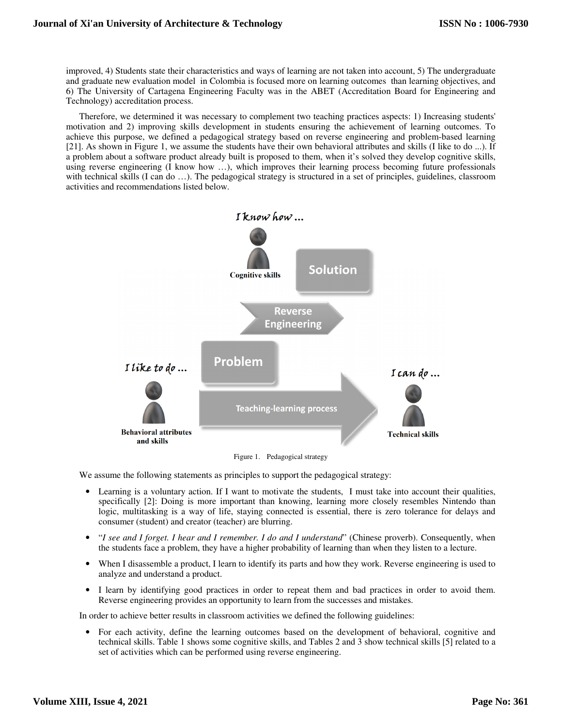improved, 4) Students state their characteristics and ways of learning are not taken into account, 5) The undergraduate and graduate new evaluation model in Colombia is focused more on learning outcomes than learning objectives, and 6) The University of Cartagena Engineering Faculty was in the ABET (Accreditation Board for Engineering and Technology) accreditation process.

Therefore, we determined it was necessary to complement two teaching practices aspects: 1) Increasing students' motivation and 2) improving skills development in students ensuring the achievement of learning outcomes. To achieve this purpose, we defined a pedagogical strategy based on reverse engineering and problem-based learning [21]. As shown in Figure 1, we assume the students have their own behavioral attributes and skills (I like to do ...). If a problem about a software product already built is proposed to them, when it's solved they develop cognitive skills, using reverse engineering (I know how …), which improves their learning process becoming future professionals with technical skills (I can do …). The pedagogical strategy is structured in a set of principles, guidelines, classroom activities and recommendations listed below.

Figure 1. Pedagogical strategy

We assume the following statements as principles to support the pedagogical strategy:

- Learning is a voluntary action. If I want to motivate the students, I must take into account their qualities, specifically [2]: Doing is more important than knowing, learning more closely resembles Nintendo than logic, multitasking is a way of life, staying connected is essential, there is zero tolerance for delays and consumer (student) and creator (teacher) are blurring.
- "*I see and I forget. I hear and I remember. I do and I understand*" (Chinese proverb). Consequently, when the students face a problem, they have a higher probability of learning than when they listen to a lecture.
- When I disassemble a product, I learn to identify its parts and how they work. Reverse engineering is used to analyze and understand a product.
- I learn by identifying good practices in order to repeat them and bad practices in order to avoid them. Reverse engineering provides an opportunity to learn from the successes and mistakes.

In order to achieve better results in classroom activities we defined the following guidelines:

- For each activity, define the learning outcomes based on the development of behavioral, cognitive and technical skills. Table 1 shows some cognitive skills, and Tables 2 and 3 show technical skills [5] related to a set of activities which can be performed using reverse engineering.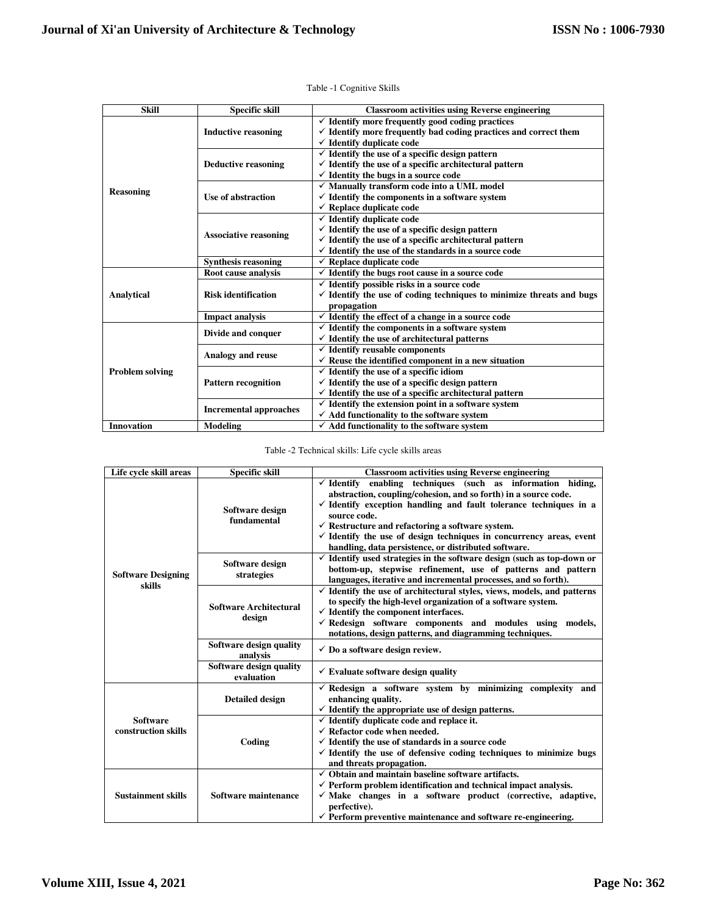Table -1 Cognitive Skills

| Skill | Specific skill | Classroom activities using Reverse engineering |
|---|---|---|
| Reasoning | Inductive reasoning | ✓ Identify more frequently good coding practices<br>✓ Identify more frequently bad coding practices and correct them<br>✓ Identify duplicate code |
| | Deductive reasoning | ✓ Identify the use of a specific design pattern<br>✓ Identify the use of a specific architectural pattern<br>✓ Identity the bugs in a source code |
| | Use of abstraction | ✓ Manually transform code into a UML model<br>✓ Identify the components in a software system<br>✓ Replace duplicate code |
| | Associative reasoning | ✓ Identify duplicate code<br>✓ Identify the use of a specific design pattern<br>✓ Identify the use of a specific architectural pattern<br>✓ Identify the use of the standards in a source code |
| | Synthesis reasoning | ✓ Replace duplicate code |
| Analytical | Root cause analysis | ✓ Identify the bugs root cause in a source code |
| | Risk identification | ✓ Identify possible risks in a source code<br>✓ Identify the use of coding techniques to minimize threats and bugs propagation |
| | Impact analysis | ✓ Identify the effect of a change in a source code |
| Problem solving | Divide and conquer | ✓ Identify the components in a software system<br>✓ Identify the use of architectural patterns |
| | Analogy and reuse | ✓ Identify reusable components<br>✓ Reuse the identified component in a new situation |
| | Pattern recognition | ✓ Identify the use of a specific idiom<br>✓ Identify the use of a specific design pattern<br>✓ Identify the use of a specific architectural pattern |
| | Incremental approaches | ✓ Identify the extension point in a software system<br>✓ Add functionality to the software system |
| Innovation | Modeling | ✓ Add functionality to the software system |

Table -2 Technical skills: Life cycle skills areas

| Life cycle skill areas | Specific skill | Classroom activities using Reverse engineering |
|---|---|---|
| Software Designing skills | Software design fundamental | ✓ Identify enabling techniques (such as information hiding, abstraction, coupling/cohesion, and so forth) in a source code.<br>✓ Identify exception handling and fault tolerance techniques in a source code.<br>✓ Restructure and refactoring a software system.<br>✓ Identify the use of design techniques in concurrency areas, event handling, data persistence, or distributed software. |
| | Software design strategies | ✓ Identify used strategies in the software design (such as top-down or bottom-up, stepwise refinement, use of patterns and pattern languages, iterative and incremental processes, and so forth). |
| | Software Architectural design | ✓ Identify the use of architectural styles, views, models, and patterns to specify the high-level organization of a software system.<br>✓ Identify the component interfaces.<br>✓ Redesign software components and modules using models, notations, design patterns, and diagramming techniques. |
| | Software design quality analysis | ✓ Do a software design review. |
| | Software design quality evaluation | ✓ Evaluate software design quality |
| Software construction skills | Detailed design | ✓ Redesign a software system by minimizing complexity and enhancing quality.<br>✓ Identify the appropriate use of design patterns. |
| | Coding | ✓ Identify duplicate code and replace it.<br>✓ Refactor code when needed.<br>✓ Identify the use of standards in a source code<br>✓ Identify the use of defensive coding techniques to minimize bugs and threats propagation. |
| Sustainment skills | Software maintenance | ✓ Obtain and maintain baseline software artifacts.<br>✓ Perform problem identification and technical impact analysis.<br>✓ Make changes in a software product (corrective, adaptive, perfective).<br>✓ Perform preventive maintenance and software re-engineering. |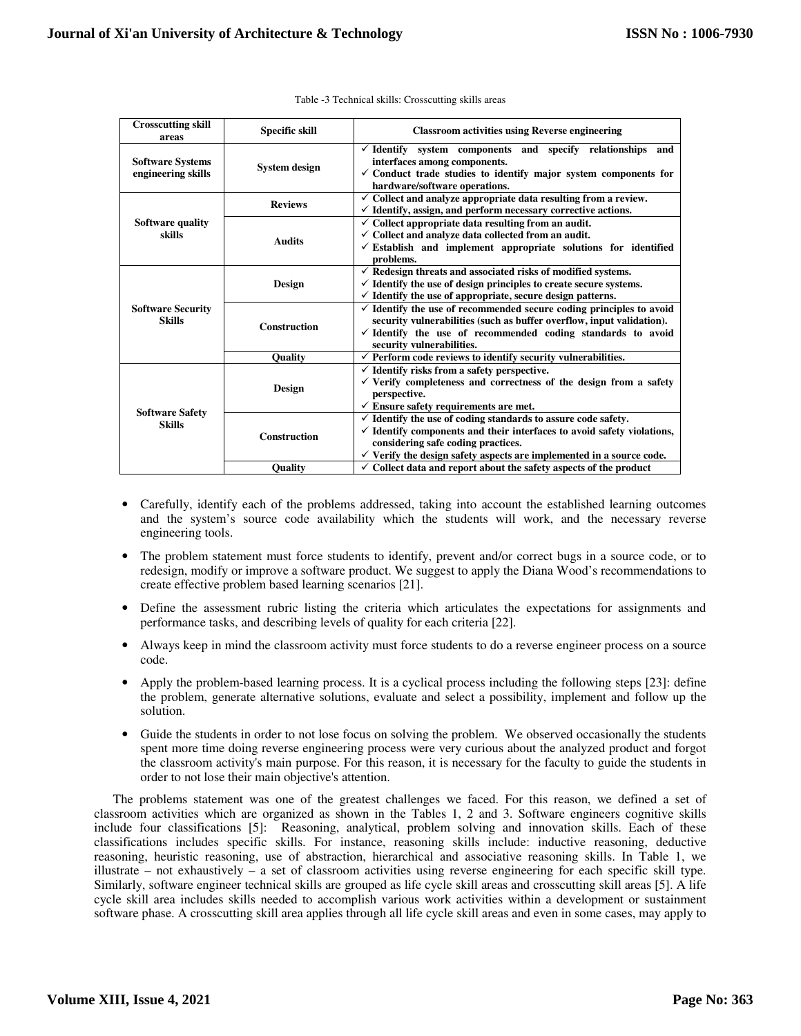Table -3 Technical skills: Crosscutting skills areas

| Crosscutting skill areas | Specific skill | Classroom activities using Reverse engineering |
|---|---|---|
| **Software Systems engineering skills** | **System design** | ✓ **Identify system components and specify relationships and interfaces among components.**<br>✓ **Conduct trade studies to identify major system components for hardware/software operations.** |
| **Software quality skills** | **Reviews** | ✓ **Collect and analyze appropriate data resulting from a review.**<br>✓ **Identify, assign, and perform necessary corrective actions.** |
| | **Audits** | ✓ **Collect appropriate data resulting from an audit.**<br>✓ **Collect and analyze data collected from an audit.**<br>✓ **Establish and implement appropriate solutions for identified problems.** |
| **Software Security Skills** | **Design** | ✓ **Redesign threats and associated risks of modified systems.**<br>✓ **Identify the use of design principles to create secure systems.**<br>✓ **Identify the use of appropriate, secure design patterns.** |
| | **Construction** | ✓ **Identify the use of recommended secure coding principles to avoid security vulnerabilities (such as buffer overflow, input validation).**<br>✓ **Identify the use of recommended coding standards to avoid security vulnerabilities.** |
| | **Quality** | ✓ **Perform code reviews to identify security vulnerabilities.** |
| **Software Safety Skills** | **Design** | ✓ **Identify risks from a safety perspective.**<br>✓ **Verify completeness and correctness of the design from a safety perspective.**<br>✓ **Ensure safety requirements are met.** |
| | **Construction** | ✓ **Identify the use of coding standards to assure code safety.**<br>✓ **Identify components and their interfaces to avoid safety violations, considering safe coding practices.**<br>✓ **Verify the design safety aspects are implemented in a source code.** |
| | **Quality** | ✓ **Collect data and report about the safety aspects of the product** |

- Carefully, identify each of the problems addressed, taking into account the established learning outcomes and the system's source code availability which the students will work, and the necessary reverse engineering tools.
- The problem statement must force students to identify, prevent and/or correct bugs in a source code, or to redesign, modify or improve a software product. We suggest to apply the Diana Wood's recommendations to create effective problem based learning scenarios [21].
- Define the assessment rubric listing the criteria which articulates the expectations for assignments and performance tasks, and describing levels of quality for each criteria [22].
- Always keep in mind the classroom activity must force students to do a reverse engineer process on a source code.
- Apply the problem-based learning process. It is a cyclical process including the following steps [23]: define the problem, generate alternative solutions, evaluate and select a possibility, implement and follow up the solution.
- Guide the students in order to not lose focus on solving the problem. We observed occasionally the students spent more time doing reverse engineering process were very curious about the analyzed product and forgot the classroom activity's main purpose. For this reason, it is necessary for the faculty to guide the students in order to not lose their main objective's attention.

The problems statement was one of the greatest challenges we faced. For this reason, we defined a set of classroom activities which are organized as shown in the Tables 1, 2 and 3. Software engineers cognitive skills include four classifications [5]: Reasoning, analytical, problem solving and innovation skills. Each of these classifications includes specific skills. For instance, reasoning skills include: inductive reasoning, deductive reasoning, heuristic reasoning, use of abstraction, hierarchical and associative reasoning skills. In Table 1, we illustrate – not exhaustively – a set of classroom activities using reverse engineering for each specific skill type. Similarly, software engineer technical skills are grouped as life cycle skill areas and crosscutting skill areas [5]. A life cycle skill area includes skills needed to accomplish various work activities within a development or sustainment software phase. A crosscutting skill area applies through all life cycle skill areas and even in some cases, may apply to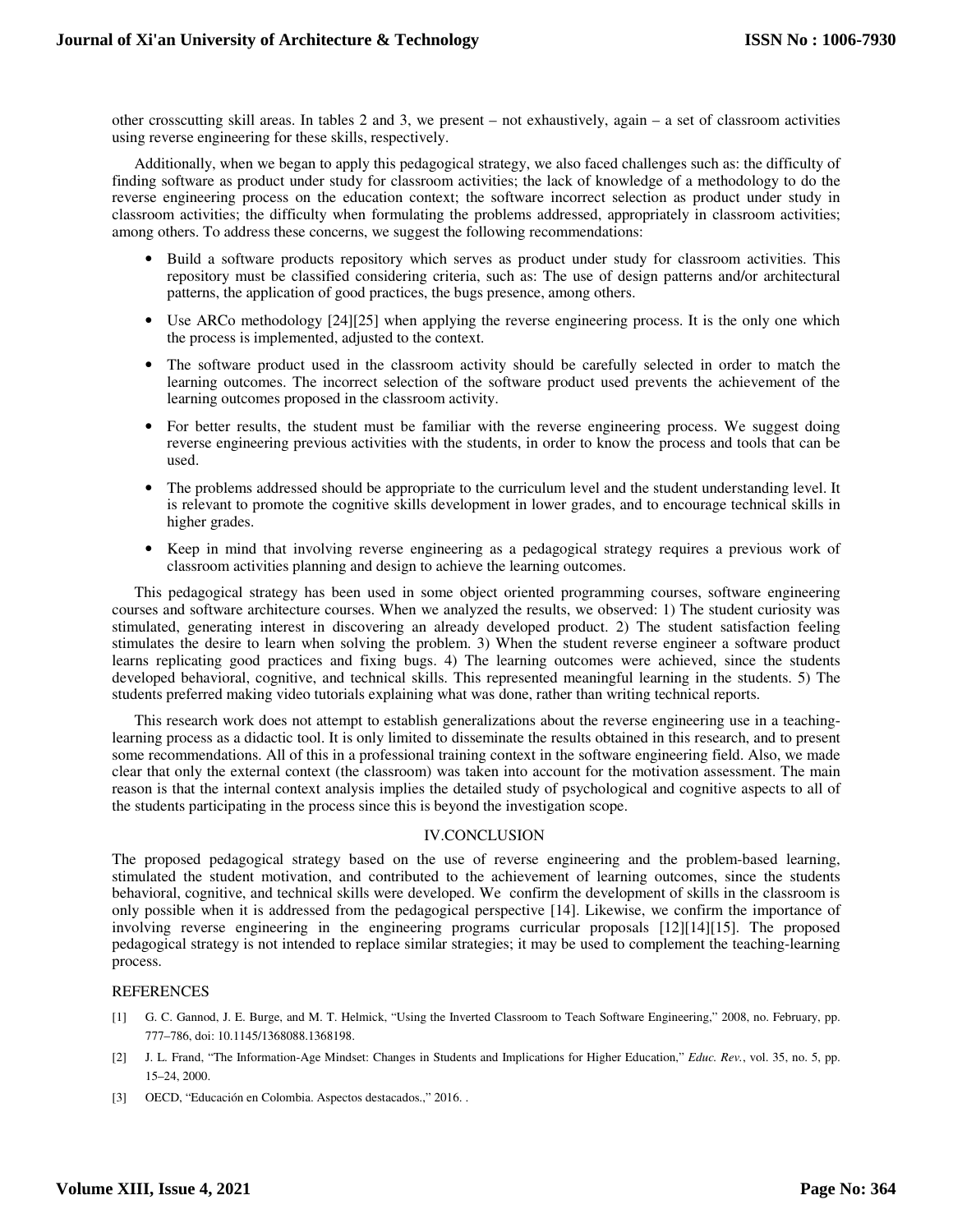other crosscutting skill areas. In tables 2 and 3, we present – not exhaustively, again – a set of classroom activities using reverse engineering for these skills, respectively.

Additionally, when we began to apply this pedagogical strategy, we also faced challenges such as: the difficulty of finding software as product under study for classroom activities; the lack of knowledge of a methodology to do the reverse engineering process on the education context; the software incorrect selection as product under study in classroom activities; the difficulty when formulating the problems addressed, appropriately in classroom activities; among others. To address these concerns, we suggest the following recommendations:

- Build a software products repository which serves as product under study for classroom activities. This repository must be classified considering criteria, such as: The use of design patterns and/or architectural patterns, the application of good practices, the bugs presence, among others.
- Use ARCo methodology [24][25] when applying the reverse engineering process. It is the only one which the process is implemented, adjusted to the context.
- The software product used in the classroom activity should be carefully selected in order to match the learning outcomes. The incorrect selection of the software product used prevents the achievement of the learning outcomes proposed in the classroom activity.
- For better results, the student must be familiar with the reverse engineering process. We suggest doing reverse engineering previous activities with the students, in order to know the process and tools that can be used.
- The problems addressed should be appropriate to the curriculum level and the student understanding level. It is relevant to promote the cognitive skills development in lower grades, and to encourage technical skills in higher grades.
- Keep in mind that involving reverse engineering as a pedagogical strategy requires a previous work of classroom activities planning and design to achieve the learning outcomes.

This pedagogical strategy has been used in some object oriented programming courses, software engineering courses and software architecture courses. When we analyzed the results, we observed: 1) The student curiosity was stimulated, generating interest in discovering an already developed product. 2) The student satisfaction feeling stimulates the desire to learn when solving the problem. 3) When the student reverse engineer a software product learns replicating good practices and fixing bugs. 4) The learning outcomes were achieved, since the students developed behavioral, cognitive, and technical skills. This represented meaningful learning in the students. 5) The students preferred making video tutorials explaining what was done, rather than writing technical reports.

This research work does not attempt to establish generalizations about the reverse engineering use in a teaching-learning process as a didactic tool. It is only limited to disseminate the results obtained in this research, and to present some recommendations. All of this in a professional training context in the software engineering field. Also, we made clear that only the external context (the classroom) was taken into account for the motivation assessment. The main reason is that the internal context analysis implies the detailed study of psychological and cognitive aspects to all of the students participating in the process since this is beyond the investigation scope.

## IV.CONCLUSION

The proposed pedagogical strategy based on the use of reverse engineering and the problem-based learning, stimulated the student motivation, and contributed to the achievement of learning outcomes, since the students behavioral, cognitive, and technical skills were developed. We confirm the development of skills in the classroom is only possible when it is addressed from the pedagogical perspective [14]. Likewise, we confirm the importance of involving reverse engineering in the engineering programs curricular proposals [12][14][15]. The proposed pedagogical strategy is not intended to replace similar strategies; it may be used to complement the teaching-learning process.

## REFERENCES

[1] G. C. Gannod, J. E. Burge, and M. T. Helmick, "Using the Inverted Classroom to Teach Software Engineering," 2008, no. February, pp. 777–786, doi: 10.1145/1368088.1368198.

[2] J. L. Frand, "The Information-Age Mindset: Changes in Students and Implications for Higher Education," *Educ. Rev.*, vol. 35, no. 5, pp. 15–24, 2000.

[3] OECD, "Educación en Colombia. Aspectos destacados.," 2016. .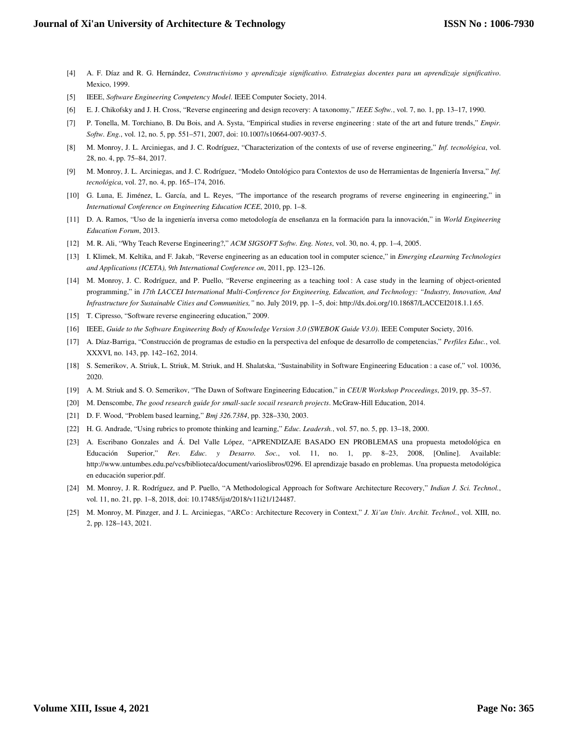[4] A. F. Díaz and R. G. Hernández, *Constructivismo y aprendizaje significativo. Estrategias docentes para un aprendizaje significativo*. Mexico, 1999.

[5] IEEE, *Software Engineering Competency Model*. IEEE Computer Society, 2014.

[6] E. J. Chikofsky and J. H. Cross, "Reverse engineering and design recovery: A taxonomy," *IEEE Softw.*, vol. 7, no. 1, pp. 13–17, 1990.

[7] P. Tonella, M. Torchiano, B. Du Bois, and A. Systa, "Empirical studies in reverse engineering : state of the art and future trends," *Empir. Softw. Eng.*, vol. 12, no. 5, pp. 551–571, 2007, doi: 10.1007/s10664-007-9037-5.

[8] M. Monroy, J. L. Arciniegas, and J. C. Rodríguez, "Characterization of the contexts of use of reverse engineering," *Inf. tecnológica*, vol. 28, no. 4, pp. 75–84, 2017.

[9] M. Monroy, J. L. Arciniegas, and J. C. Rodríguez, "Modelo Ontológico para Contextos de uso de Herramientas de Ingeniería Inversa," *Inf. tecnológica*, vol. 27, no. 4, pp. 165–174, 2016.

[10] G. Luna, E. Jiménez, L. García, and L. Reyes, "The importance of the research programs of reverse engineering in engineering," in *International Conference on Engineering Education ICEE*, 2010, pp. 1–8.

[11] D. A. Ramos, "Uso de la ingeniería inversa como metodología de enseñanza en la formación para la innovación," in *World Engineering Education Forum*, 2013.

[12] M. R. Ali, "Why Teach Reverse Engineering?," *ACM SIGSOFT Softw. Eng. Notes*, vol. 30, no. 4, pp. 1–4, 2005.

[13] I. Klimek, M. Keltika, and F. Jakab, "Reverse engineering as an education tool in computer science," in *Emerging eLearning Technologies and Applications (ICETA), 9th International Conference on*, 2011, pp. 123–126.

[14] M. Monroy, J. C. Rodríguez, and P. Puello, "Reverse engineering as a teaching tool : A case study in the learning of object-oriented programming," in *17th LACCEI International Multi-Conference for Engineering, Education, and Technology: "Industry, Innovation, And Infrastructure for Sustainable Cities and Communities,"* no. July 2019, pp. 1–5, doi: http://dx.doi.org/10.18687/LACCEI2018.1.1.65.

[15] T. Cipresso, "Software reverse engineering education," 2009.

[16] IEEE, *Guide to the Software Engineering Body of Knowledge Version 3.0 (SWEBOK Guide V3.0)*. IEEE Computer Society, 2016.

[17] A. Díaz-Barriga, "Construcción de programas de estudio en la perspectiva del enfoque de desarrollo de competencias," *Perfiles Educ.*, vol. XXXVI, no. 143, pp. 142–162, 2014.

[18] S. Semerikov, A. Striuk, L. Striuk, M. Striuk, and H. Shalatska, "Sustainability in Software Engineering Education : a case of," vol. 10036, 2020.

[19] A. M. Striuk and S. O. Semerikov, "The Dawn of Software Engineering Education," in *CEUR Workshop Proceedings*, 2019, pp. 35–57.

[20] M. Denscombe, *The good research guide for small-sacle socail research projects*. McGraw-Hill Education, 2014.

[21] D. F. Wood, "Problem based learning," *Bmj 326.7384*, pp. 328–330, 2003.

[22] H. G. Andrade, "Using rubrics to promote thinking and learning," *Educ. Leadersh.*, vol. 57, no. 5, pp. 13–18, 2000.

[23] A. Escribano Gonzales and Á. Del Valle López, "APRENDIZAJE BASADO EN PROBLEMAS una propuesta metodológica en Educación Superior," *Rev. Educ. y Desarro. Soc.*, vol. 11, no. 1, pp. 8–23, 2008, [Online]. Available: http://www.untumbes.edu.pe/vcs/biblioteca/document/varioslibros/0296. El aprendizaje basado en problemas. Una propuesta metodológica en educación superior.pdf.

[24] M. Monroy, J. R. Rodríguez, and P. Puello, "A Methodological Approach for Software Architecture Recovery," *Indian J. Sci. Technol.*, vol. 11, no. 21, pp. 1–8, 2018, doi: 10.17485/ijst/2018/v11i21/124487.

[25] M. Monroy, M. Pinzger, and J. L. Arciniegas, "ARCo : Architecture Recovery in Context," *J. Xi'an Univ. Archit. Technol.*, vol. XIII, no. 2, pp. 128–143, 2021.